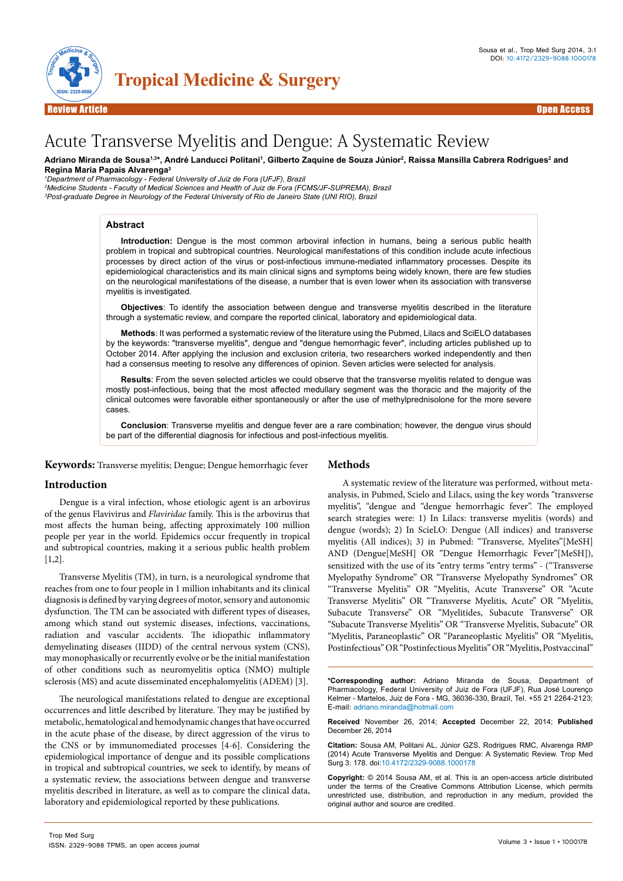Review Article — Open Access

# Acute Transverse Myelitis and Dengue: A Systematic Review

**Adriano Miranda de Sousa[1,3]*, André Landucci Politani[1], Gilberto Zaquine de Souza Júnior[2], Raíssa Mansilla Cabrera Rodrigues[2] and Regina Maria Papais Alvarenga[3]**

[1]*Department of Pharmacology - Federal University of Juiz de Fora (UFJF), Brazil*
[2]*Medicine Students - Faculty of Medical Sciences and Health of Juiz de Fora (FCMS/JF-SUPREMA), Brazil*
[3]*Post-graduate Degree in Neurology of the Federal University of Rio de Janeiro State (UNI RIO), Brazil*

## Abstract

**Introduction:** Dengue is the most common arboviral infection in humans, being a serious public health problem in tropical and subtropical countries. Neurological manifestations of this condition include acute infectious processes by direct action of the virus or post-infectious immune-mediated inflammatory processes. Despite its epidemiological characteristics and its main clinical signs and symptoms being widely known, there are few studies on the neurological manifestations of the disease, a number that is even lower when its association with transverse myelitis is investigated.

**Objectives**: To identify the association between dengue and transverse myelitis described in the literature through a systematic review, and compare the reported clinical, laboratory and epidemiological data.

**Methods**: It was performed a systematic review of the literature using the Pubmed, Lilacs and SciELO databases by the keywords: "transverse myelitis", dengue and "dengue hemorrhagic fever", including articles published up to October 2014. After applying the inclusion and exclusion criteria, two researchers worked independently and then had a consensus meeting to resolve any differences of opinion. Seven articles were selected for analysis.

**Results**: From the seven selected articles we could observe that the transverse myelitis related to dengue was mostly post-infectious, being that the most affected medullary segment was the thoracic and the majority of the clinical outcomes were favorable either spontaneously or after the use of methylprednisolone for the more severe cases.

**Conclusion**: Transverse myelitis and dengue fever are a rare combination; however, the dengue virus should be part of the differential diagnosis for infectious and post-infectious myelitis.

**Keywords:** Transverse myelitis; Dengue; Dengue hemorrhagic fever

## Introduction

Dengue is a viral infection, whose etiologic agent is an arbovirus of the genus Flavivirus and *Flaviridae* family. This is the arbovirus that most affects the human being, affecting approximately 100 million people per year in the world. Epidemics occur frequently in tropical and subtropical countries, making it a serious public health problem [1,2].

Transverse Myelitis (TM), in turn, is a neurological syndrome that reaches from one to four people in 1 million inhabitants and its clinical diagnosis is defined by varying degrees of motor, sensory and autonomic dysfunction. The TM can be associated with different types of diseases, among which stand out systemic diseases, infections, vaccinations, radiation and vascular accidents. The idiopathic inflammatory demyelinating diseases (IIDD) of the central nervous system (CNS), may monophasically or recurrently evolve or be the initial manifestation of other conditions such as neuromyelitis optica (NMO) multiple sclerosis (MS) and acute disseminated encephalomyelitis (ADEM) [3].

The neurological manifestations related to dengue are exceptional occurrences and little described by literature. They may be justified by metabolic, hematological and hemodynamic changes that have occurred in the acute phase of the disease, by direct aggression of the virus to the CNS or by immunomediated processes [4-6]. Considering the epidemiological importance of dengue and its possible complications in tropical and subtropical countries, we seek to identify, by means of a systematic review, the associations between dengue and transverse myelitis described in literature, as well as to compare the clinical data, laboratory and epidemiological reported by these publications.

## Methods

A systematic review of the literature was performed, without meta-analysis, in Pubmed, Scielo and Lilacs, using the key words "transverse myelitis", "dengue and "dengue hemorrhagic fever". The employed search strategies were: 1) In Lilacs: transverse myelitis (words) and dengue (words); 2) In ScieLO: Dengue (All indices) and transverse myelitis (All indices); 3) in Pubmed: "Transverse, Myelites"[MeSH] AND (Dengue[MeSH] OR "Dengue Hemorrhagic Fever"[MeSH]), sensitized with the use of its "entry terms "entry terms" - ("Transverse Myelopathy Syndrome" OR "Transverse Myelopathy Syndromes" OR "Transverse Myelitis" OR "Myelitis, Acute Transverse" OR "Acute Transverse Myelitis" OR "Transverse Myelitis, Acute" OR "Myelitis, Subacute Transverse" OR "Myelitides, Subacute Transverse" OR "Subacute Transverse Myelitis" OR "Transverse Myelitis, Subacute" OR "Myelitis, Paraneoplastic" OR "Paraneoplastic Myelitis" OR "Myelitis, Postinfectious" OR "Postinfectious Myelitis" OR "Myelitis, Postvaccinal"

---

***Corresponding author:** Adriano Miranda de Sousa, Department of Pharmacology, Federal University of Juiz de Fora (UFJF), Rua José Lourenço Kelmer - Martelos, Juiz de Fora - MG, 36036-330, Brazil, Tel. +55 21 2264-2123; E-mail: adriano.miranda@hotmail.com

**Received** November 26, 2014; **Accepted** December 22, 2014; **Published** December 26, 2014

**Citation:** Sousa AM, Politani AL, Júnior GZS, Rodrigues RMC, Alvarenga RMP (2014) Acute Transverse Myelitis and Dengue: A Systematic Review. Trop Med Surg 3: 178. doi:10.4172/2329-9088.1000178

**Copyright:** © 2014 Sousa AM, et al. This is an open-access article distributed under the terms of the Creative Commons Attribution License, which permits unrestricted use, distribution, and reproduction in any medium, provided the original author and source are credited.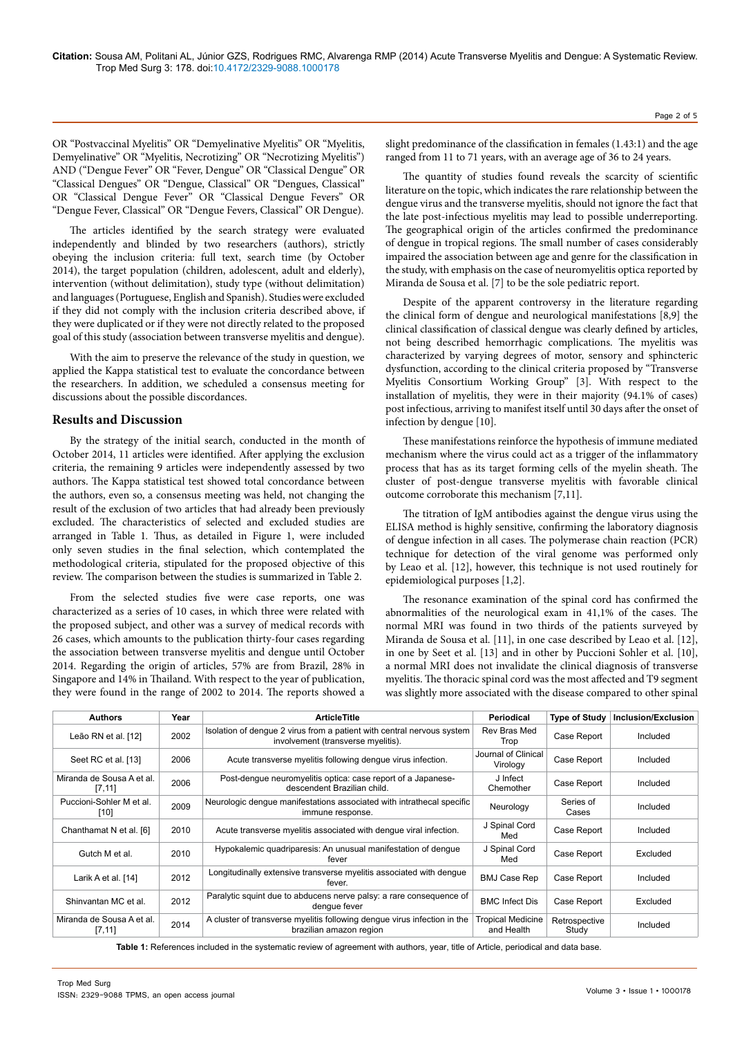OR "Postvaccinal Myelitis" OR "Demyelinative Myelitis" OR "Myelitis, Demyelinative" OR "Myelitis, Necrotizing" OR "Necrotizing Myelitis") AND ("Dengue Fever" OR "Fever, Dengue" OR "Classical Dengue" OR "Classical Dengues" OR "Dengue, Classical" OR "Dengues, Classical" OR "Classical Dengue Fever" OR "Classical Dengue Fevers" OR "Dengue Fever, Classical" OR "Dengue Fevers, Classical" OR Dengue).

The articles identified by the search strategy were evaluated independently and blinded by two researchers (authors), strictly obeying the inclusion criteria: full text, search time (by October 2014), the target population (children, adolescent, adult and elderly), intervention (without delimitation), study type (without delimitation) and languages (Portuguese, English and Spanish). Studies were excluded if they did not comply with the inclusion criteria described above, if they were duplicated or if they were not directly related to the proposed goal of this study (association between transverse myelitis and dengue).

With the aim to preserve the relevance of the study in question, we applied the Kappa statistical test to evaluate the concordance between the researchers. In addition, we scheduled a consensus meeting for discussions about the possible discordances.

## Results and Discussion

By the strategy of the initial search, conducted in the month of October 2014, 11 articles were identified. After applying the exclusion criteria, the remaining 9 articles were independently assessed by two authors. The Kappa statistical test showed total concordance between the authors, even so, a consensus meeting was held, not changing the result of the exclusion of two articles that had already been previously excluded. The characteristics of selected and excluded studies are arranged in Table 1. Thus, as detailed in Figure 1, were included only seven studies in the final selection, which contemplated the methodological criteria, stipulated for the proposed objective of this review. The comparison between the studies is summarized in Table 2.

From the selected studies five were case reports, one was characterized as a series of 10 cases, in which three were related with the proposed subject, and other was a survey of medical records with 26 cases, which amounts to the publication thirty-four cases regarding the association between transverse myelitis and dengue until October 2014. Regarding the origin of articles, 57% are from Brazil, 28% in Singapore and 14% in Thailand. With respect to the year of publication, they were found in the range of 2002 to 2014. The reports showed a slight predominance of the classification in females (1.43:1) and the age ranged from 11 to 71 years, with an average age of 36 to 24 years.

The quantity of studies found reveals the scarcity of scientific literature on the topic, which indicates the rare relationship between the dengue virus and the transverse myelitis, should not ignore the fact that the late post-infectious myelitis may lead to possible underreporting. The geographical origin of the articles confirmed the predominance of dengue in tropical regions. The small number of cases considerably impaired the association between age and genre for the classification in the study, with emphasis on the case of neuromyelitis optica reported by Miranda de Sousa et al. [7] to be the sole pediatric report.

Despite of the apparent controversy in the literature regarding the clinical form of dengue and neurological manifestations [8,9] the clinical classification of classical dengue was clearly defined by articles, not being described hemorrhagic complications. The myelitis was characterized by varying degrees of motor, sensory and sphincteric dysfunction, according to the clinical criteria proposed by "Transverse Myelitis Consortium Working Group" [3]. With respect to the installation of myelitis, they were in their majority (94.1% of cases) post infectious, arriving to manifest itself until 30 days after the onset of infection by dengue [10].

These manifestations reinforce the hypothesis of immune mediated mechanism where the virus could act as a trigger of the inflammatory process that has as its target forming cells of the myelin sheath. The cluster of post-dengue transverse myelitis with favorable clinical outcome corroborate this mechanism [7,11].

The titration of IgM antibodies against the dengue virus using the ELISA method is highly sensitive, confirming the laboratory diagnosis of dengue infection in all cases. The polymerase chain reaction (PCR) technique for detection of the viral genome was performed only by Leao et al. [12], however, this technique is not used routinely for epidemiological purposes [1,2].

The resonance examination of the spinal cord has confirmed the abnormalities of the neurological exam in 41,1% of the cases. The normal MRI was found in two thirds of the patients surveyed by Miranda de Sousa et al. [11], in one case described by Leao et al. [12], in one by Seet et al. [13] and in other by Puccioni Sohler et al. [10], a normal MRI does not invalidate the clinical diagnosis of transverse myelitis. The thoracic spinal cord was the most affected and T9 segment was slightly more associated with the disease compared to other spinal

| Authors | Year | ArticleTitle | Periodical | Type of Study | Inclusion/Exclusion |
|---|---|---|---|---|---|
| Leão RN et al. [12] | 2002 | Isolation of dengue 2 virus from a patient with central nervous system involvement (transverse myelitis). | Rev Bras Med Trop | Case Report | Included |
| Seet RC et al. [13] | 2006 | Acute transverse myelitis following dengue virus infection. | Journal of Clinical Virology | Case Report | Included |
| Miranda de Sousa A et al. [7,11] | 2006 | Post-dengue neuromyelitis optica: case report of a Japanese-descendent Brazilian child. | J Infect Chemother | Case Report | Included |
| Puccioni-Sohler M et al. [10] | 2009 | Neurologic dengue manifestations associated with intrathecal specific immune response. | Neurology | Series of Cases | Included |
| Chanthamat N et al. [6] | 2010 | Acute transverse myelitis associated with dengue viral infection. | J Spinal Cord Med | Case Report | Included |
| Gutch M et al. | 2010 | Hypokalemic quadriparesis: An unusual manifestation of dengue fever | J Spinal Cord Med | Case Report | Excluded |
| Larik A et al. [14] | 2012 | Longitudinally extensive transverse myelitis associated with dengue fever. | BMJ Case Rep | Case Report | Included |
| Shinvantan MC et al. | 2012 | Paralytic squint due to abducens nerve palsy: a rare consequence of dengue fever | BMC Infect Dis | Case Report | Excluded |
| Miranda de Sousa A et al. [7,11] | 2014 | A cluster of transverse myelitis following dengue virus infection in the brazilian amazon region | Tropical Medicine and Health | Retrospective Study | Included |

**Table 1:** References included in the systematic review of agreement with authors, year, title of Article, periodical and data base.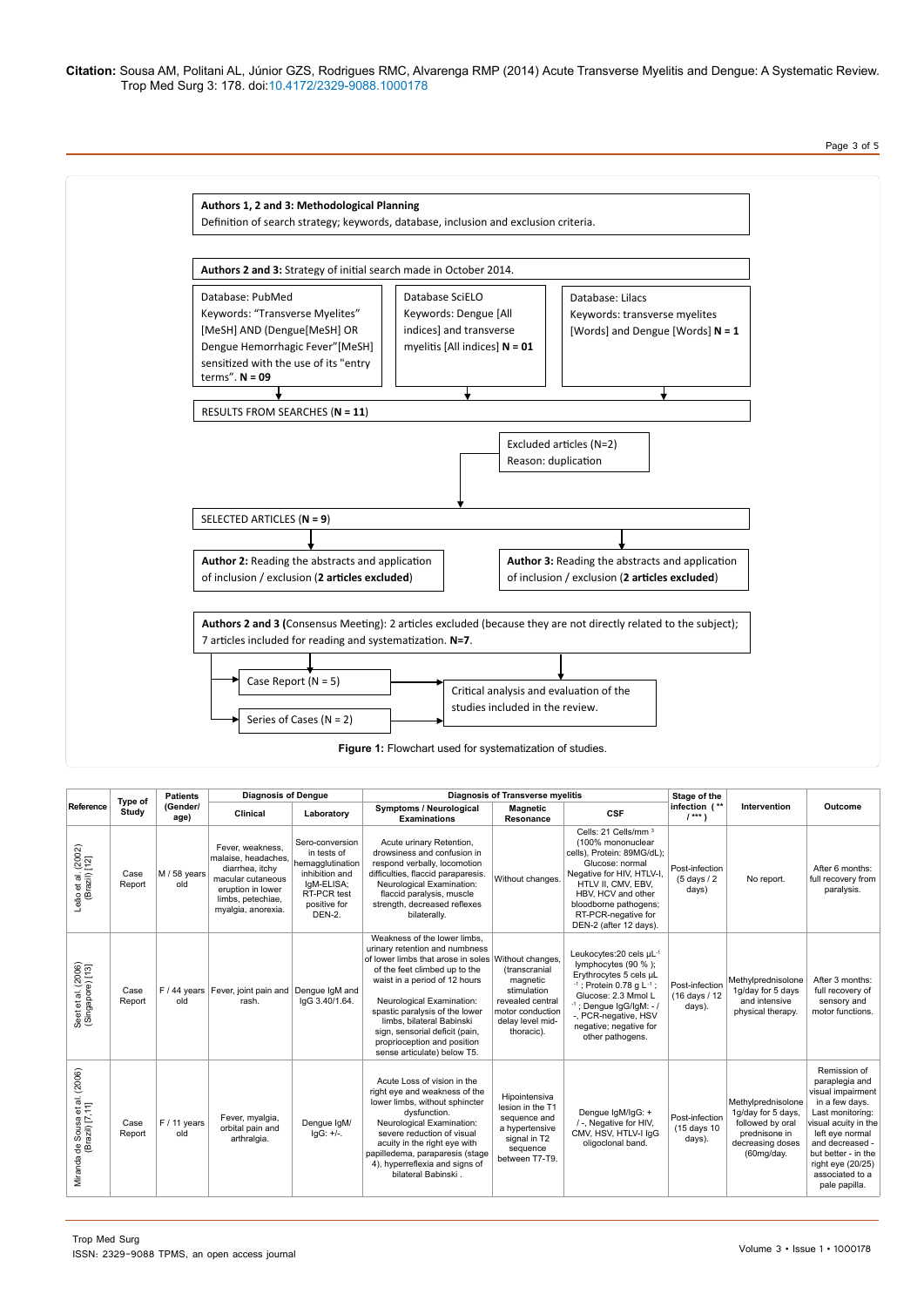**Authors 1, 2 and 3: Methodological Planning**
Definition of search strategy; keywords, database, inclusion and exclusion criteria.

**Authors 2 and 3:** Strategy of initial search made in October 2014.

Database: PubMed
Keywords: "Transverse Myelites" [MeSH] AND (Dengue[MeSH] OR Dengue Hemorrhagic Fever"[MeSH] sensitized with the use of its "entry terms". **N = 09**

Database SciELO
Keywords: Dengue [All indices] and transverse myelitis [All indices] **N = 01**

Database: Lilacs
Keywords: transverse myelites [Words] and Dengue [Words] **N = 1**

RESULTS FROM SEARCHES (**N = 11**)

Excluded articles (N=2)
Reason: duplication

SELECTED ARTICLES (**N = 9**)

**Author 2:** Reading the abstracts and application of inclusion / exclusion (**2 articles excluded**)

**Author 3:** Reading the abstracts and application of inclusion / exclusion (**2 articles excluded**)

**Authors 2 and 3 (**Consensus Meeting): 2 articles excluded (because they are not directly related to the subject); 7 articles included for reading and systematization. **N=7**.

Case Report (N = 5)

Series of Cases (N = 2)

Critical analysis and evaluation of the studies included in the review.

**Figure 1:** Flowchart used for systematization of studies.

| Reference | Type of Study | Patients (Gender/ age) | Diagnosis of Dengue | | Diagnosis of Transverse myelitis | | | Stage of the infection ( ** / *** ) | Intervention | Outcome |
|---|---|---|---|---|---|---|---|---|---|---|
| | | | Clinical | Laboratory | Symptoms / Neurological Examinations | Magnetic Resonance | CSF | | | |
| Leão et al. (2002) (Brazil) [12] | Case Report | M / 58 years old | Fever, weakness, malaise, headaches, diarrhea, itchy macular cutaneous eruption in lower limbs, petechiae, myalgia, anorexia. | Sero-conversion in tests of hemagglutination inhibition and IgM-ELISA; RT-PCR test positive for DEN-2. | Acute urinary Retention, drowsiness and confusion in respond verbally, locomotion difficulties, flaccid paraparesis. Neurological Examination: flaccid paralysis, muscle strength, decreased reflexes bilaterally. | Without changes. | Cells: 21 Cells/mm ³ (100% mononuclear cells), Protein: 89MG/dL); Glucose: normal Negative for HIV, HTLV-I, HTLV II, CMV, EBV, HBV, HCV and other bloodborne pathogens; RT-PCR-negative for DEN-2 (after 12 days). | Post-infection (5 days / 2 days) | No report. | After 6 months: full recovery from paralysis. |
| Seet et al. (2006) (Singapore) [13] | Case Report | F / 44 years old | Fever, joint pain and rash. | Dengue IgM and IgG 3.40/1.64. | Weakness of the lower limbs, urinary retention and numbness of lower limbs that arose in soles of the feet climbed up to the waist in a period of 12 hours Neurological Examination: spastic paralysis of the lower limbs, bilateral Babinski sign, sensorial deficit (pain, proprioception and position sense articulate) below T5. | Without changes, (transcranial magnetic stimulation revealed central motor conduction delay level mid-thoracic). | Leukocytes:20 cels µL$^{-1}$ lymphocytes (90 % ); Erythrocytes 5 cels µL$^{-1}$ ; Protein 0.78 g L$^{-1}$ ; Glucose: 2.3 Mmol L$^{-1}$ ; Dengue IgG/IgM: - / -, PCR-negative, HSV negative; negative for other pathogens. | Post-infection (16 days / 12 days). | Methylprednisolone 1g/day for 5 days and intensive physical therapy. | After 3 months: full recovery of sensory and motor functions. |
| Miranda de Sousa et al. (2006) (Brazil) [7,11] | Case Report | F / 11 years old | Fever, myalgia, orbital pain and arthralgia. | Dengue IgM/ IgG: +/-. | Acute Loss of vision in the right eye and weakness of the lower limbs, without sphincter dysfunction. Neurological Examination: severe reduction of visual acuity in the right eye with papilledema, paraparesis (stage 4), hyperreflexia and signs of bilateral Babinski . | Hipointensiva lesion in the T1 sequence and a hypertensive signal in T2 sequence between T7-T9. | Dengue IgM/IgG: + / -, Negative for HIV, CMV, HSV, HTLV-I IgG oligoclonal band. | Post-infection (15 days 10 days). | Methylprednisolone 1g/day for 5 days, followed by oral prednisone in decreasing doses (60mg/day. | Remission of paraplegia and visual impairment in a few days. Last monitoring: visual acuity in the left eye normal and decreased - but better - in the right eye (20/25) associated to a pale papilla. |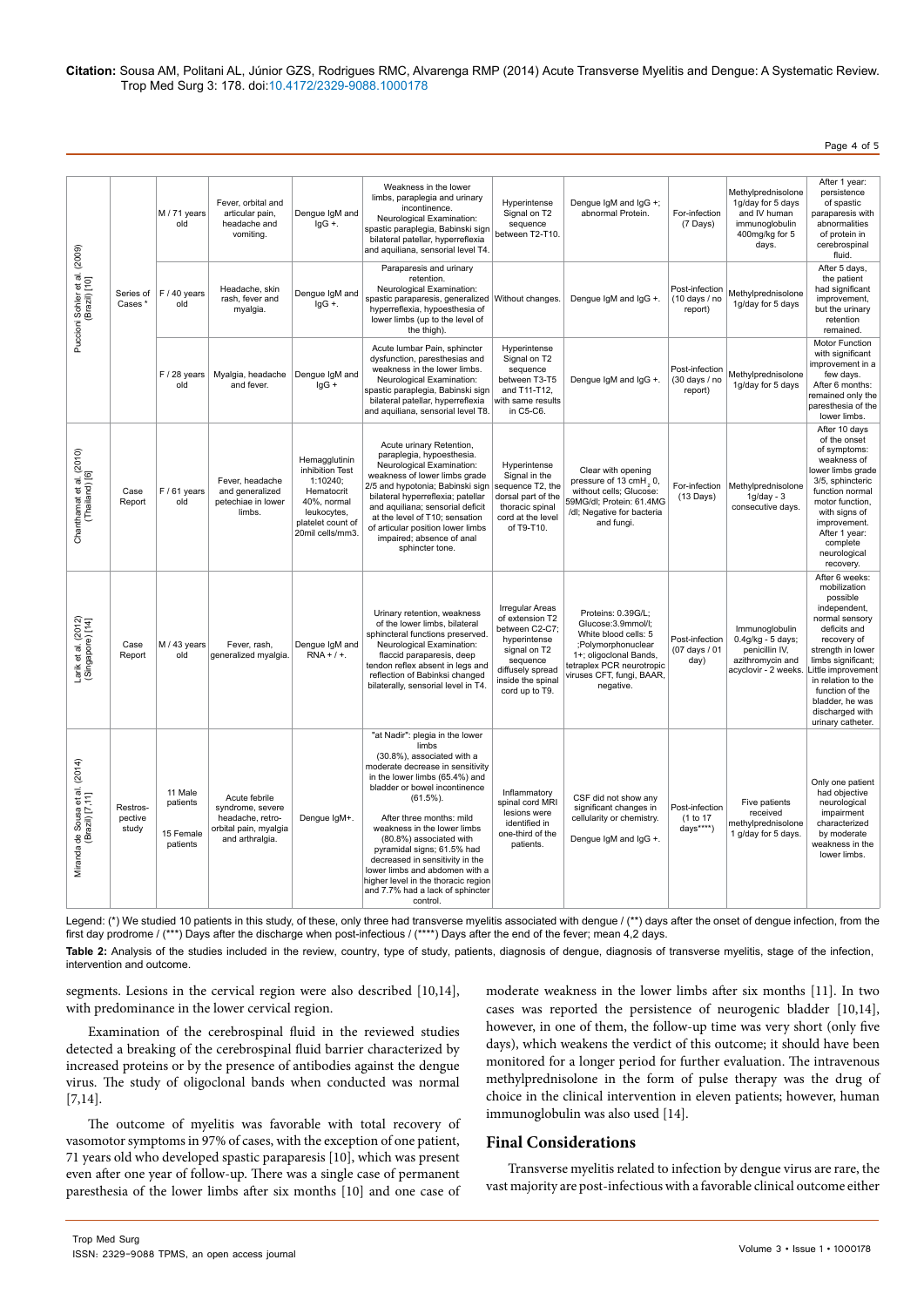**Citation:** Sousa AM, Politani AL, Júnior GZS, Rodrigues RMC, Alvarenga RMP (2014) Acute Transverse Myelitis and Dengue: A Systematic Review. Trop Med Surg 3: 178. doi:10.4172/2329-9088.1000178

| | | | | | | | | | | |
|---|---|---|---|---|---|---|---|---|---|---|
| Puccioni Sohler et al. (2009) (Brazil) [10] | Series of Cases * | M / 71 years old | Fever, orbital and articular pain, headache and vomiting. | Dengue IgM and IgG +. | Weakness in the lower limbs, paraplegia and urinary incontinence. Neurological Examination: spastic paraplegia, Babinski sign bilateral patellar, hyperreflexia and aquiliana, sensorial level T4. | Hyperintense Signal on T2 sequence between T2-T10. | Dengue IgM and IgG +; abnormal Protein. | For-infection (7 Days) | Methylprednisolone 1g/day for 5 days and IV human immunoglobulin 400mg/kg for 5 days. | After 1 year: persistence of spastic paraparesis with abnormalities of protein in cerebrospinal fluid. |
| | | F / 40 years old | Headache, skin rash, fever and myalgia. | Dengue IgM and IgG +. | Paraparesis and urinary retention. Neurological Examination: spastic paraparesis, generalized hyperreflexia, hypoesthesia of lower limbs (up to the level of the thigh). | Without changes. | Dengue IgM and IgG +. | Post-infection (10 days / no report) | Methylprednisolone 1g/day for 5 days | After 5 days, the patient had significant improvement, but the urinary retention remained. |
| | | F / 28 years old | Myalgia, headache and fever. | Dengue IgM and IgG + | Acute lumbar Pain, sphincter dysfunction, paresthesias and weakness in the lower limbs. Neurological Examination: spastic paraplegia, Babinski sign bilateral patellar, hyperreflexia and aquiliana, sensorial level T8. | Hyperintense Signal on T2 sequence between T3-T5 and T11-T12, with same results in C5-C6. | Dengue IgM and IgG +. | Post-infection (30 days / no report) | Methylprednisolone 1g/day for 5 days | Motor Function with significant improvement in a few days. After 6 months: remained only the paresthesia of the lower limbs. |
| Chanthamat et al. (2010) (Thailand) [6] | Case Report | F / 61 years old | Fever, headache and generalized petechiae in lower limbs. | Hemagglutinin inhibition Test 1:10240; Hematocrit 40%, normal leukocytes, platelet count of 20mil cells/mm3. | Acute urinary Retention, paraplegia, hypoesthesia. Neurological Examination: weakness of lower limbs grade 2/5 and hypotonia; Babinski sign bilateral hyperreflexia; patellar and aquiliana; sensorial deficit at the level of T10; sensation of articular position lower limbs impaired; absence of anal sphincter tone. | Hyperintense Signal in the sequence T2, the dorsal part of the thoracic spinal cord at the level of T9-T10. | Clear with opening pressure of 13 cmH $_2$ 0, without cells; Glucose: 59MG/dl; Protein: 61.4MG /dl; Negative for bacteria and fungi. | For-infection (13 Days) | Methylprednisolone 1g/day - 3 consecutive days. | After 10 days of the onset of symptoms: weakness of lower limbs grade 3/5, sphincteric function normal motor function, with signs of improvement. After 1 year: complete neurological recovery. |
| Larik et al. (2012) (Singapore) [14] | Case Report | M / 43 years old | Fever, rash, generalized myalgia. | Dengue IgM and RNA + / +. | Urinary retention, weakness of the lower limbs, bilateral sphincteral functions preserved. Neurological Examination: flaccid paraparesis, deep tendon reflex absent in legs and reflection of Babinski changed bilaterally, sensorial level in T4. | Irregular Areas of extension T2 between C2-C7; hyperintense signal on T2 sequence diffusely spread inside the spinal cord up to T9. | Proteins: 0.39G/L; Glucose:3.9mmol/l; White blood cells: 5 ;Polymorphonuclear 1+; oligoclonal Bands, tetraplex PCR neurotropic viruses CFT, fungi, BAAR, negative. | Post-infection (07 days / 01 day) | Immunoglobulin 0.4g/kg - 5 days; penicillin IV, azithromycin and acyclovir - 2 weeks. | After 6 weeks: mobilization possible independent, normal sensory deficits and recovery of strength in lower limbs significant; Little improvement in relation to the function of the bladder, he was discharged with urinary catheter. |
| Miranda de Sousa et al. (2014) (Brazil) [7,11] | Restros-pective study | 11 Male patients 15 Female patients | Acute febrile syndrome, severe headache, retro-orbital pain, myalgia and arthralgia. | Dengue IgM+. | "at Nadir": plegia in the lower limbs (30.8%), associated with a moderate decrease in sensitivity in the lower limbs (65.4%) and bladder or bowel incontinence (61.5%). After three months: mild weakness in the lower limbs (80.8%) associated with pyramidal signs; 61.5% had decreased in sensitivity in the lower limbs and abdomen with a higher level in the thoracic region and 7.7% had a lack of sphincter control. | Inflammatory spinal cord MRI lesions were identified in one-third of the patients. | CSF did not show any significant changes in cellularity or chemistry. Dengue IgM and IgG +. | Post-infection (1 to 17 days****) | Five patients received methylprednisolone 1 g/day for 5 days. | Only one patient had objective neurological impairment characterized by moderate weakness in the lower limbs. |

Legend: (*) We studied 10 patients in this study, of these, only three had transverse myelitis associated with dengue / (**) days after the onset of dengue infection, from the first day prodrome / (***) Days after the discharge when post-infectious / (****) Days after the end of the fever; mean 4,2 days.

**Table 2:** Analysis of the studies included in the review, country, type of study, patients, diagnosis of dengue, diagnosis of transverse myelitis, stage of the infection, intervention and outcome.

segments. Lesions in the cervical region were also described [10,14], with predominance in the lower cervical region.

Examination of the cerebrospinal fluid in the reviewed studies detected a breaking of the cerebrospinal fluid barrier characterized by increased proteins or by the presence of antibodies against the dengue virus. The study of oligoclonal bands when conducted was normal [7,14].

The outcome of myelitis was favorable with total recovery of vasomotor symptoms in 97% of cases, with the exception of one patient, 71 years old who developed spastic paraparesis [10], which was present even after one year of follow-up. There was a single case of permanent paresthesia of the lower limbs after six months [10] and one case of moderate weakness in the lower limbs after six months [11]. In two cases was reported the persistence of neurogenic bladder [10,14], however, in one of them, the follow-up time was very short (only five days), which weakens the verdict of this outcome; it should have been monitored for a longer period for further evaluation. The intravenous methylprednisolone in the form of pulse therapy was the drug of choice in the clinical intervention in eleven patients; however, human immunoglobulin was also used [14].

## Final Considerations

Transverse myelitis related to infection by dengue virus are rare, the vast majority are post-infectious with a favorable clinical outcome either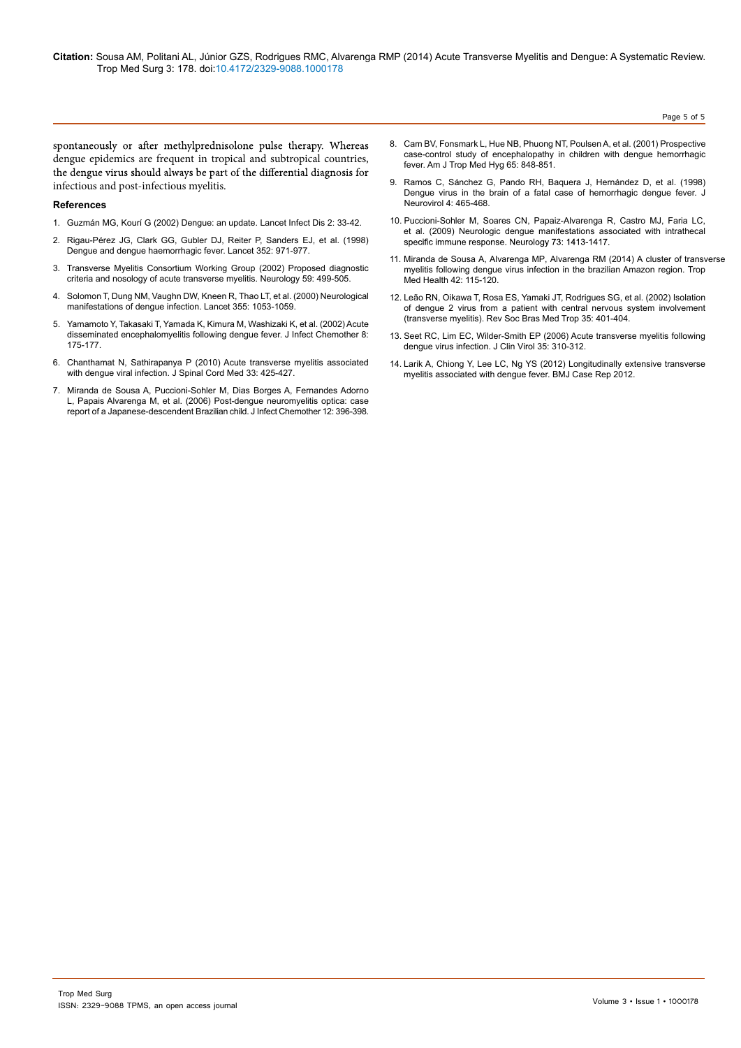spontaneously or after methylprednisolone pulse therapy. Whereas dengue epidemics are frequent in tropical and subtropical countries, the dengue virus should always be part of the differential diagnosis for infectious and post-infectious myelitis.

### References

1. Guzmán MG, Kourí G (2002) Dengue: an update. Lancet Infect Dis 2: 33-42.
2. Rigau-Pérez JG, Clark GG, Gubler DJ, Reiter P, Sanders EJ, et al. (1998) Dengue and dengue haemorrhagic fever. Lancet 352: 971-977.
3. Transverse Myelitis Consortium Working Group (2002) Proposed diagnostic criteria and nosology of acute transverse myelitis. Neurology 59: 499-505.
4. Solomon T, Dung NM, Vaughn DW, Kneen R, Thao LT, et al. (2000) Neurological manifestations of dengue infection. Lancet 355: 1053-1059.
5. Yamamoto Y, Takasaki T, Yamada K, Kimura M, Washizaki K, et al. (2002) Acute disseminated encephalomyelitis following dengue fever. J Infect Chemother 8: 175-177.
6. Chanthamat N, Sathirapanya P (2010) Acute transverse myelitis associated with dengue viral infection. J Spinal Cord Med 33: 425-427.
7. Miranda de Sousa A, Puccioni-Sohler M, Dias Borges A, Fernandes Adorno L, Papais Alvarenga M, et al. (2006) Post-dengue neuromyelitis optica: case report of a Japanese-descendent Brazilian child. J Infect Chemother 12: 396-398.
8. Cam BV, Fonsmark L, Hue NB, Phuong NT, Poulsen A, et al. (2001) Prospective case-control study of encephalopathy in children with dengue hemorrhagic fever. Am J Trop Med Hyg 65: 848-851.
9. Ramos C, Sánchez G, Pando RH, Baquera J, Hernández D, et al. (1998) Dengue virus in the brain of a fatal case of hemorrhagic dengue fever. J Neurovirol 4: 465-468.
10. Puccioni-Sohler M, Soares CN, Papaiz-Alvarenga R, Castro MJ, Faria LC, et al. (2009) Neurologic dengue manifestations associated with intrathecal specific immune response. Neurology 73: 1413-1417.
11. Miranda de Sousa A, Alvarenga MP, Alvarenga RM (2014) A cluster of transverse myelitis following dengue virus infection in the brazilian Amazon region. Trop Med Health 42: 115-120.
12. Leão RN, Oikawa T, Rosa ES, Yamaki JT, Rodrigues SG, et al. (2002) Isolation of dengue 2 virus from a patient with central nervous system involvement (transverse myelitis). Rev Soc Bras Med Trop 35: 401-404.
13. Seet RC, Lim EC, Wilder-Smith EP (2006) Acute transverse myelitis following dengue virus infection. J Clin Virol 35: 310-312.
14. Larik A, Chiong Y, Lee LC, Ng YS (2012) Longitudinally extensive transverse myelitis associated with dengue fever. BMJ Case Rep 2012.